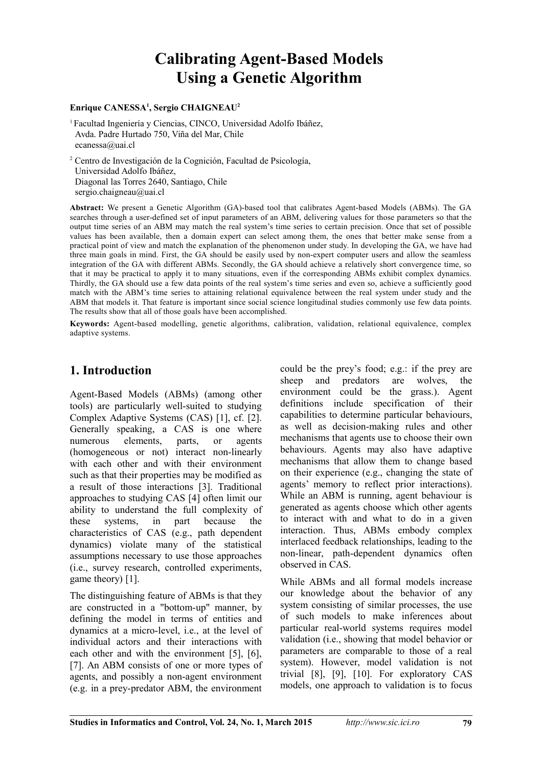# Calibrating Agent-Based Models Using a Genetic Algorithm

**Enrique CANESSA[1], Sergio CHAIGNEAU[2]**

[1] Facultad Ingeniería y Ciencias, CINCO, Universidad Adolfo Ibáñez,
Avda. Padre Hurtado 750, Viña del Mar, Chile
ecanessa@uai.cl

[2] Centro de Investigación de la Cognición, Facultad de Psicología,
Universidad Adolfo Ibáñez,
Diagonal las Torres 2640, Santiago, Chile
sergio.chaigneau@uai.cl

**Abstract:** We present a Genetic Algorithm (GA)-based tool that calibrates Agent-based Models (ABMs). The GA searches through a user-defined set of input parameters of an ABM, delivering values for those parameters so that the output time series of an ABM may match the real system's time series to certain precision. Once that set of possible values has been available, then a domain expert can select among them, the ones that better make sense from a practical point of view and match the explanation of the phenomenon under study. In developing the GA, we have had three main goals in mind. First, the GA should be easily used by non-expert computer users and allow the seamless integration of the GA with different ABMs. Secondly, the GA should achieve a relatively short convergence time, so that it may be practical to apply it to many situations, even if the corresponding ABMs exhibit complex dynamics. Thirdly, the GA should use a few data points of the real system's time series and even so, achieve a sufficiently good match with the ABM's time series to attaining relational equivalence between the real system under study and the ABM that models it. That feature is important since social science longitudinal studies commonly use few data points. The results show that all of those goals have been accomplished.

**Keywords:** Agent-based modelling, genetic algorithms, calibration, validation, relational equivalence, complex adaptive systems.

## 1. Introduction

Agent-Based Models (ABMs) (among other tools) are particularly well-suited to studying Complex Adaptive Systems (CAS) [1], cf. [2]. Generally speaking, a CAS is one where numerous elements, parts, or agents (homogeneous or not) interact non-linearly with each other and with their environment such as that their properties may be modified as a result of those interactions [3]. Traditional approaches to studying CAS [4] often limit our ability to understand the full complexity of these systems, in part because the characteristics of CAS (e.g., path dependent dynamics) violate many of the statistical assumptions necessary to use those approaches (i.e., survey research, controlled experiments, game theory) [1].

The distinguishing feature of ABMs is that they are constructed in a "bottom-up" manner, by defining the model in terms of entities and dynamics at a micro-level, i.e., at the level of individual actors and their interactions with each other and with the environment [5], [6], [7]. An ABM consists of one or more types of agents, and possibly a non-agent environment (e.g. in a prey-predator ABM, the environment could be the prey's food; e.g.: if the prey are sheep and predators are wolves, the environment could be the grass.). Agent definitions include specification of their capabilities to determine particular behaviours, as well as decision-making rules and other mechanisms that agents use to choose their own behaviours. Agents may also have adaptive mechanisms that allow them to change based on their experience (e.g., changing the state of agents' memory to reflect prior interactions). While an ABM is running, agent behaviour is generated as agents choose which other agents to interact with and what to do in a given interaction. Thus, ABMs embody complex interlaced feedback relationships, leading to the non-linear, path-dependent dynamics often observed in CAS.

While ABMs and all formal models increase our knowledge about the behavior of any system consisting of similar processes, the use of such models to make inferences about particular real-world systems requires model validation (i.e., showing that model behavior or parameters are comparable to those of a real system). However, model validation is not trivial [8], [9], [10]. For exploratory CAS models, one approach to validation is to focus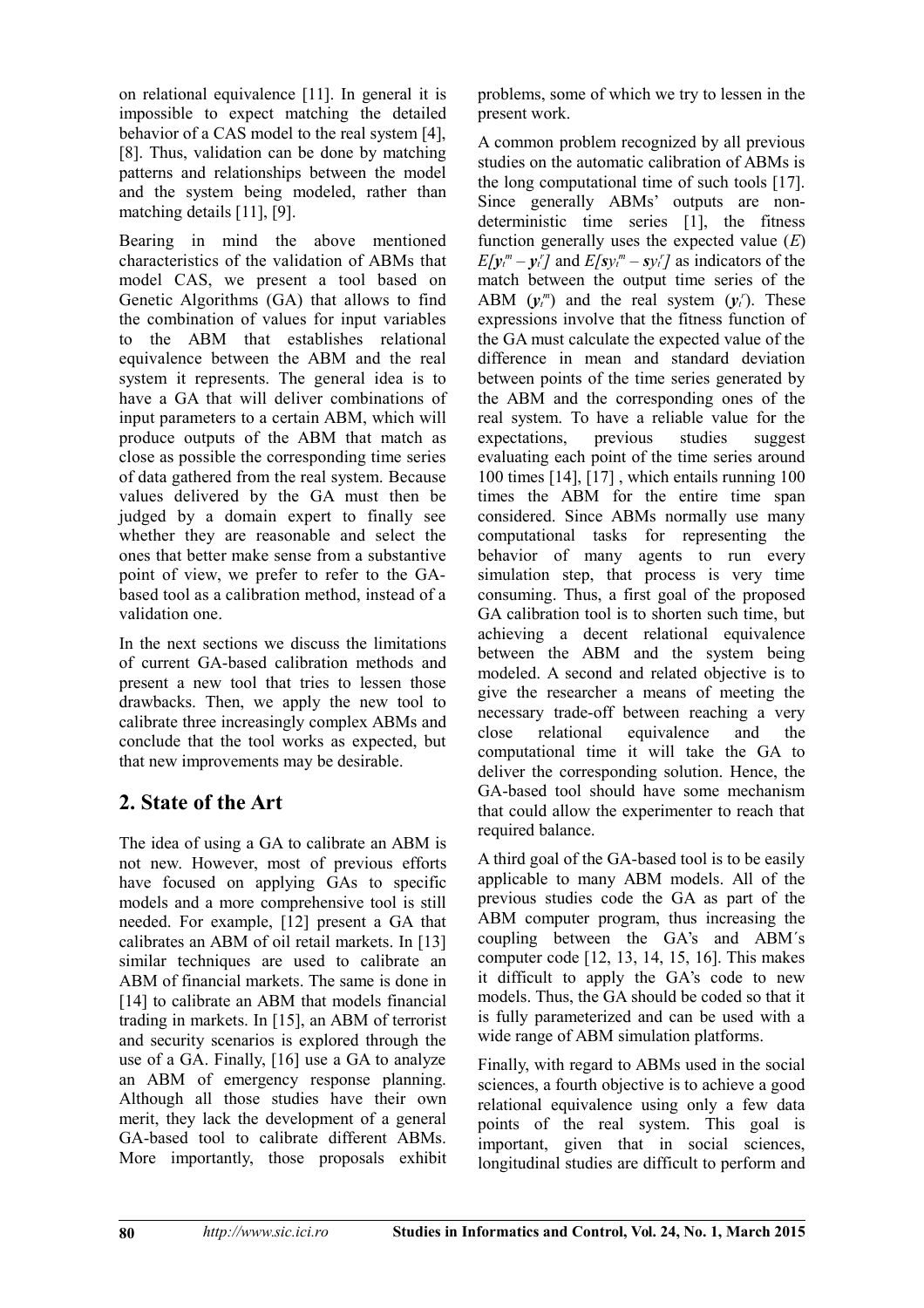on relational equivalence [11]. In general it is impossible to expect matching the detailed behavior of a CAS model to the real system [4], [8]. Thus, validation can be done by matching patterns and relationships between the model and the system being modeled, rather than matching details [11], [9].

Bearing in mind the above mentioned characteristics of the validation of ABMs that model CAS, we present a tool based on Genetic Algorithms (GA) that allows to find the combination of values for input variables to the ABM that establishes relational equivalence between the ABM and the real system it represents. The general idea is to have a GA that will deliver combinations of input parameters to a certain ABM, which will produce outputs of the ABM that match as close as possible the corresponding time series of data gathered from the real system. Because values delivered by the GA must then be judged by a domain expert to finally see whether they are reasonable and select the ones that better make sense from a substantive point of view, we prefer to refer to the GA-based tool as a calibration method, instead of a validation one.

In the next sections we discuss the limitations of current GA-based calibration methods and present a new tool that tries to lessen those drawbacks. Then, we apply the new tool to calibrate three increasingly complex ABMs and conclude that the tool works as expected, but that new improvements may be desirable.

## 2. State of the Art

The idea of using a GA to calibrate an ABM is not new. However, most of previous efforts have focused on applying GAs to specific models and a more comprehensive tool is still needed. For example, [12] present a GA that calibrates an ABM of oil retail markets. In [13] similar techniques are used to calibrate an ABM of financial markets. The same is done in [14] to calibrate an ABM that models financial trading in markets. In [15], an ABM of terrorist and security scenarios is explored through the use of a GA. Finally, [16] use a GA to analyze an ABM of emergency response planning. Although all those studies have their own merit, they lack the development of a general GA-based tool to calibrate different ABMs. More importantly, those proposals exhibit problems, some of which we try to lessen in the present work.

A common problem recognized by all previous studies on the automatic calibration of ABMs is the long computational time of such tools [17]. Since generally ABMs' outputs are non-deterministic time series [1], the fitness function generally uses the expected value ($E$) $E[\boldsymbol{y}_t^m - \boldsymbol{y}_t^r]$ and $E[\boldsymbol{sy}_t^m - \boldsymbol{sy}_t^r]$ as indicators of the match between the output time series of the ABM ($\boldsymbol{y}_t^m$) and the real system ($\boldsymbol{y}_t^r$). These expressions involve that the fitness function of the GA must calculate the expected value of the difference in mean and standard deviation between points of the time series generated by the ABM and the corresponding ones of the real system. To have a reliable value for the expectations, previous studies suggest evaluating each point of the time series around 100 times [14], [17] , which entails running 100 times the ABM for the entire time span considered. Since ABMs normally use many computational tasks for representing the behavior of many agents to run every simulation step, that process is very time consuming. Thus, a first goal of the proposed GA calibration tool is to shorten such time, but achieving a decent relational equivalence between the ABM and the system being modeled. A second and related objective is to give the researcher a means of meeting the necessary trade-off between reaching a very close relational equivalence and the computational time it will take the GA to deliver the corresponding solution. Hence, the GA-based tool should have some mechanism that could allow the experimenter to reach that required balance.

A third goal of the GA-based tool is to be easily applicable to many ABM models. All of the previous studies code the GA as part of the ABM computer program, thus increasing the coupling between the GA's and ABM´s computer code [12, 13, 14, 15, 16]. This makes it difficult to apply the GA's code to new models. Thus, the GA should be coded so that it is fully parameterized and can be used with a wide range of ABM simulation platforms.

Finally, with regard to ABMs used in the social sciences, a fourth objective is to achieve a good relational equivalence using only a few data points of the real system. This goal is important, given that in social sciences, longitudinal studies are difficult to perform and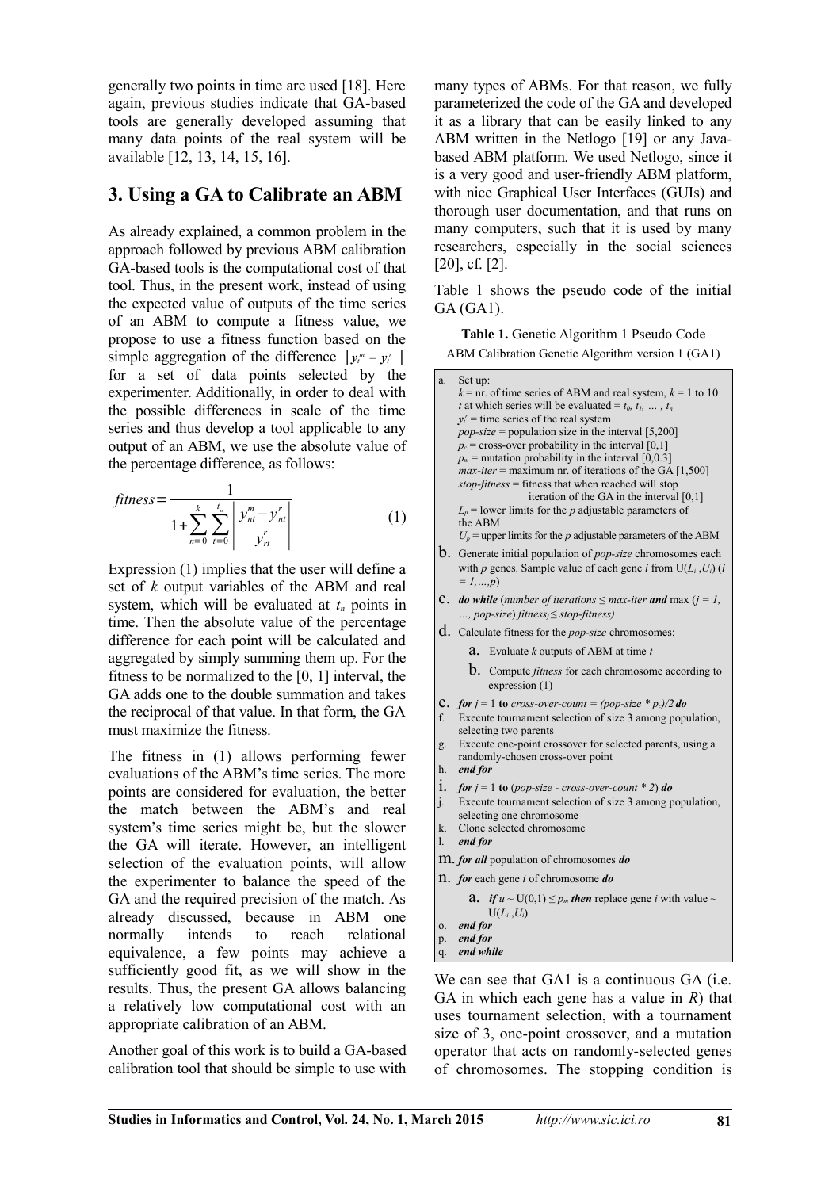generally two points in time are used [18]. Here again, previous studies indicate that GA-based tools are generally developed assuming that many data points of the real system will be available [12, 13, 14, 15, 16].

## 3. Using a GA to Calibrate an ABM

As already explained, a common problem in the approach followed by previous ABM calibration GA-based tools is the computational cost of that tool. Thus, in the present work, instead of using the expected value of outputs of the time series of an ABM to compute a fitness value, we propose to use a fitness function based on the simple aggregation of the difference $|y_t^m - y_t^r|$ for a set of data points selected by the experimenter. Additionally, in order to deal with the possible differences in scale of the time series and thus develop a tool applicable to any output of an ABM, we use the absolute value of the percentage difference, as follows:

$$fitness = \frac{1}{1 + \sum_{n=0}^{k} \sum_{t=0}^{t_n} \left| \frac{y_{nt}^m - y_{nt}^r}{y_{rt}^r} \right|} \quad (1)$$

Expression (1) implies that the user will define a set of $k$ output variables of the ABM and real system, which will be evaluated at $t_n$ points in time. Then the absolute value of the percentage difference for each point will be calculated and aggregated by simply summing them up. For the fitness to be normalized to the [0, 1] interval, the GA adds one to the double summation and takes the reciprocal of that value. In that form, the GA must maximize the fitness.

The fitness in (1) allows performing fewer evaluations of the ABM's time series. The more points are considered for evaluation, the better the match between the ABM's and real system's time series might be, but the slower the GA will iterate. However, an intelligent selection of the evaluation points, will allow the experimenter to balance the speed of the GA and the required precision of the match. As already discussed, because in ABM one normally intends to reach relational equivalence, a few points may achieve a sufficiently good fit, as we will show in the results. Thus, the present GA allows balancing a relatively low computational cost with an appropriate calibration of an ABM.

Another goal of this work is to build a GA-based calibration tool that should be simple to use with many types of ABMs. For that reason, we fully parameterized the code of the GA and developed it as a library that can be easily linked to any ABM written in the Netlogo [19] or any Java-based ABM platform. We used Netlogo, since it is a very good and user-friendly ABM platform, with nice Graphical User Interfaces (GUIs) and thorough user documentation, and that runs on many computers, such that it is used by many researchers, especially in the social sciences [20], cf. [2].

Table 1 shows the pseudo code of the initial GA (GA1).

**Table 1.** Genetic Algorithm 1 Pseudo Code

ABM Calibration Genetic Algorithm version 1 (GA1)

```
a. Set up:
   k = nr. of time series of ABM and real system, k = 1 to 10
   t at which series will be evaluated = t0, t1, … , tn
   y_t^r = time series of the real system
   pop-size = population size in the interval [5,200]
   pc = cross-over probability in the interval [0,1]
   pm = mutation probability in the interval [0,0.3]
   max-iter = maximum nr. of iterations of the GA [1,500]
   stop-fitness = fitness that when reached will stop
                  iteration of the GA in the interval [0,1]
   Lp = lower limits for the p adjustable parameters of
        the ABM
   Up = upper limits for the p adjustable parameters of the ABM
b. Generate initial population of pop-size chromosomes each
   with p genes. Sample value of each gene i from U(Li ,Ui) (i
   = 1,…,p)
c. do while (number of iterations ≤ max-iter and max (j = 1,
   …, pop-size) fitness_j ≤ stop-fitness)
d. Calculate fitness for the pop-size chromosomes:
      a. Evaluate k outputs of ABM at time t
      b. Compute fitness for each chromosome according to
         expression (1)
e. for j = 1 to cross-over-count = (pop-size * pc)/2 do
f. Execute tournament selection of size 3 among population,
   selecting two parents
g. Execute one-point crossover for selected parents, using a
   randomly-chosen cross-over point
h. end for
i. for j = 1 to (pop-size - cross-over-count * 2) do
j. Execute tournament selection of size 3 among population,
   selecting one chromosome
k. Clone selected chromosome
l. end for
m. for all population of chromosomes do
n. for each gene i of chromosome do
      a. if u ~ U(0,1) ≤ pm then replace gene i with value ~
         U(Li ,Ui)
o. end for
p. end for
q. end while
```

We can see that GA1 is a continuous GA (i.e. GA in which each gene has a value in $R$) that uses tournament selection, with a tournament size of 3, one-point crossover, and a mutation operator that acts on randomly-selected genes of chromosomes. The stopping condition is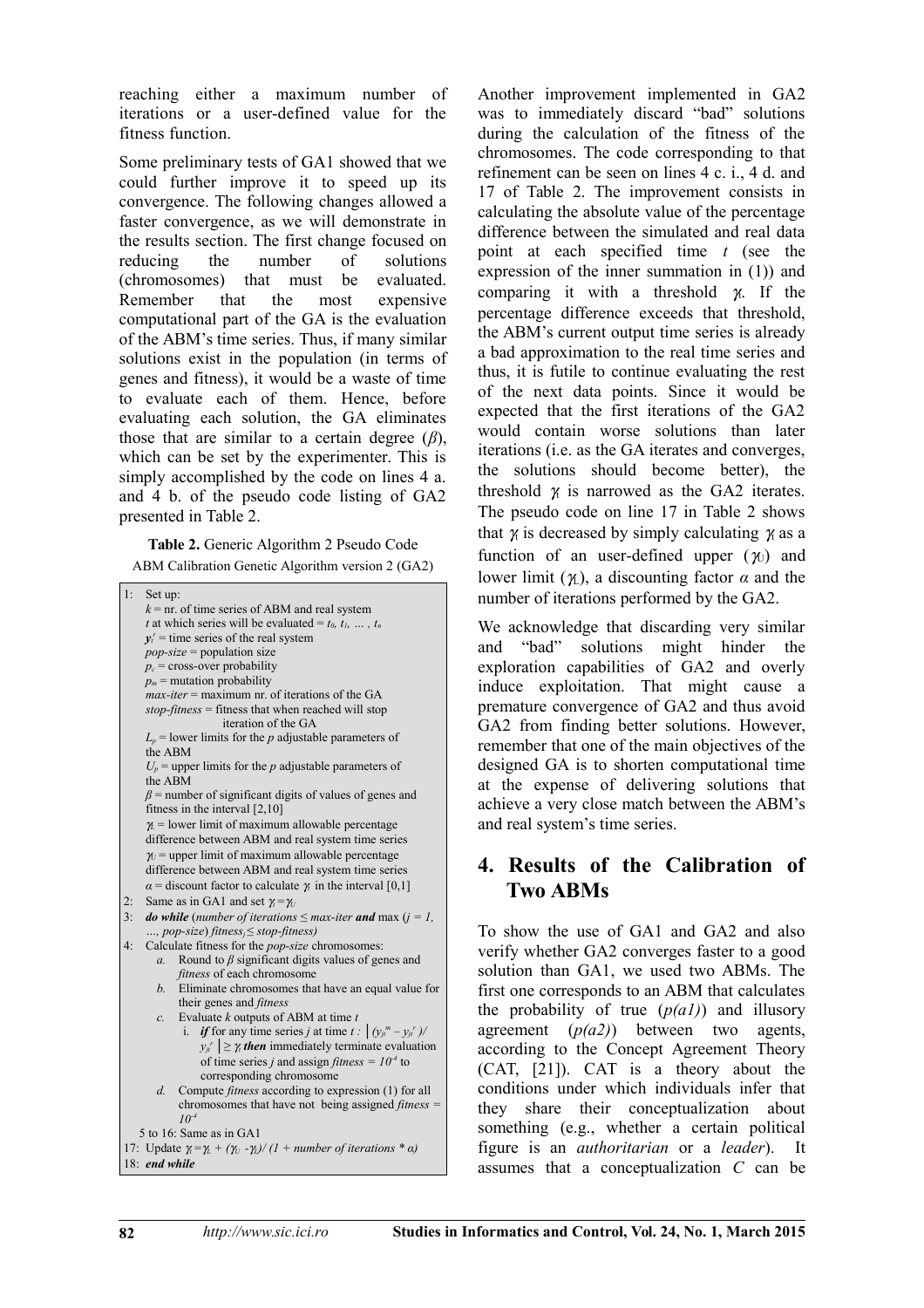reaching either a maximum number of iterations or a user-defined value for the fitness function.

Some preliminary tests of GA1 showed that we could further improve it to speed up its convergence. The following changes allowed a faster convergence, as we will demonstrate in the results section. The first change focused on reducing the number of solutions (chromosomes) that must be evaluated. Remember that the most expensive computational part of the GA is the evaluation of the ABM's time series. Thus, if many similar solutions exist in the population (in terms of genes and fitness), it would be a waste of time to evaluate each of them. Hence, before evaluating each solution, the GA eliminates those that are similar to a certain degree (*β*), which can be set by the experimenter. This is simply accomplished by the code on lines 4 a. and 4 b. of the pseudo code listing of GA2 presented in Table 2.

**Table 2.** Generic Algorithm 2 Pseudo Code

ABM Calibration Genetic Algorithm version 2 (GA2)

```
1:  Set up:
      k = nr. of time series of ABM and real system
      t at which series will be evaluated = t0, t1, … , tn
      yt^r = time series of the real system
      pop-size = population size
      pc = cross-over probability
      pm = mutation probability
      max-iter = maximum nr. of iterations of the GA
      stop-fitness = fitness that when reached will stop
                     iteration of the GA
      Lp = lower limits for the p adjustable parameters of
      the ABM
      Up = upper limits for the p adjustable parameters of
      the ABM
      β = number of significant digits of values of genes and
      fitness in the interval [2,10]
      γL = lower limit of maximum allowable percentage
      difference between ABM and real system time series
      γU = upper limit of maximum allowable percentage
      difference between ABM and real system time series
      α = discount factor to calculate γ in the interval [0,1]
2:  Same as in GA1 and set γ = γU
3:  do while (number of iterations ≤ max-iter and max (j = 1,
    …, pop-size) fitness_j ≤ stop-fitness)
4:  Calculate fitness for the pop-size chromosomes:
      a. Round to β significant digits values of genes and
         fitness of each chromosome
      b. Eliminate chromosomes that have an equal value for
         their genes and fitness
      c. Evaluate k outputs of ABM at time t
         i. if for any time series j at time t : |(yjt^m − yjt^r)/
            yjt^r| ≥ γ then immediately terminate evaluation
            of time series j and assign fitness = 10^-4 to
            corresponding chromosome
      d. Compute fitness according to expression (1) for all
         chromosomes that have not being assigned fitness =
         10^-4
    5 to 16: Same as in GA1
17: Update γ = γL + (γU - γL)/ (1 + number of iterations * α)
18: end while
```

Another improvement implemented in GA2 was to immediately discard "bad" solutions during the calculation of the fitness of the chromosomes. The code corresponding to that refinement can be seen on lines 4 c. i., 4 d. and 17 of Table 2. The improvement consists in calculating the absolute value of the percentage difference between the simulated and real data point at each specified time $t$ (see the expression of the inner summation in (1)) and comparing it with a threshold $\gamma$. If the percentage difference exceeds that threshold, the ABM's current output time series is already a bad approximation to the real time series and thus, it is futile to continue evaluating the rest of the next data points. Since it would be expected that the first iterations of the GA2 would contain worse solutions than later iterations (i.e. as the GA iterates and converges, the solutions should become better), the threshold $\gamma$ is narrowed as the GA2 iterates. The pseudo code on line 17 in Table 2 shows that $\gamma$ is decreased by simply calculating $\gamma$ as a function of an user-defined upper ($\gamma_U$) and lower limit ($\gamma_L$), a discounting factor $\alpha$ and the number of iterations performed by the GA2.

We acknowledge that discarding very similar and "bad" solutions might hinder the exploration capabilities of GA2 and overly induce exploitation. That might cause a premature convergence of GA2 and thus avoid GA2 from finding better solutions. However, remember that one of the main objectives of the designed GA is to shorten computational time at the expense of delivering solutions that achieve a very close match between the ABM's and real system's time series.

## 4. Results of the Calibration of Two ABMs

To show the use of GA1 and GA2 and also verify whether GA2 converges faster to a good solution than GA1, we used two ABMs. The first one corresponds to an ABM that calculates the probability of true ($p(a1)$) and illusory agreement ($p(a2)$) between two agents, according to the Concept Agreement Theory (CAT, [21]). CAT is a theory about the conditions under which individuals infer that they share their conceptualization about something (e.g., whether a certain political figure is an *authoritarian* or a *leader*). It assumes that a conceptualization $C$ can be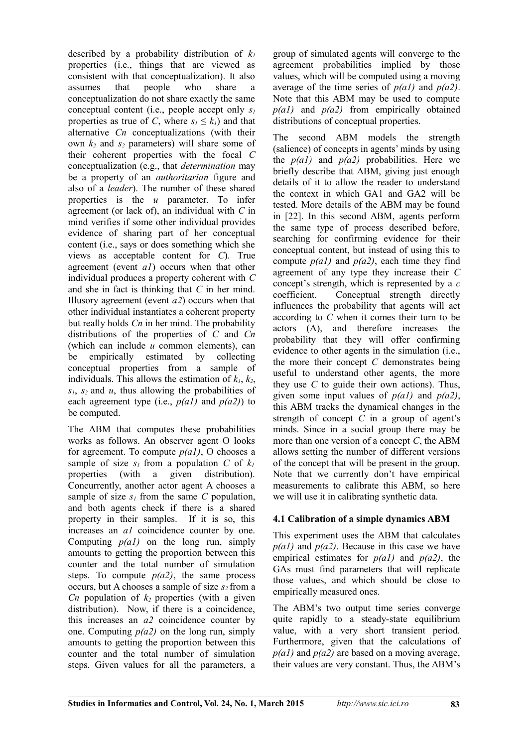described by a probability distribution of $k_1$ properties (i.e., things that are viewed as consistent with that conceptualization). It also assumes that people who share a conceptualization do not share exactly the same conceptual content (i.e., people accept only $s_1$ properties as true of *C*, where $s_1 \leq k_1$) and that alternative *Cn* conceptualizations (with their own $k_2$ and $s_2$ parameters) will share some of their coherent properties with the focal *C* conceptualization (e.g., that *determination* may be a property of an *authoritarian* figure and also of a *leader*). The number of these shared properties is the *u* parameter. To infer agreement (or lack of), an individual with *C* in mind verifies if some other individual provides evidence of sharing part of her conceptual content (i.e., says or does something which she views as acceptable content for *C*). True agreement (event *a1*) occurs when that other individual produces a property coherent with *C* and she in fact is thinking that *C* in her mind. Illusory agreement (event *a2*) occurs when that other individual instantiates a coherent property but really holds *Cn* in her mind. The probability distributions of the properties of *C* and *Cn* (which can include *u* common elements), can be empirically estimated by collecting conceptual properties from a sample of individuals. This allows the estimation of $k_1$, $k_2$, $s_1$, $s_2$ and *u*, thus allowing the probabilities of each agreement type (i.e., *p(a1)* and *p(a2)*) to be computed.

The ABM that computes these probabilities works as follows. An observer agent O looks for agreement. To compute *p(a1)*, O chooses a sample of size $s_1$ from a population *C* of $k_1$ properties (with a given distribution). Concurrently, another actor agent A chooses a sample of size $s_1$ from the same *C* population, and both agents check if there is a shared property in their samples. If it is so, this increases an *a1* coincidence counter by one. Computing *p(a1)* on the long run, simply amounts to getting the proportion between this counter and the total number of simulation steps. To compute *p(a2)*, the same process occurs, but A chooses a sample of size $s_2$ from a *Cn* population of $k_2$ properties (with a given distribution). Now, if there is a coincidence, this increases an *a2* coincidence counter by one. Computing *p(a2)* on the long run, simply amounts to getting the proportion between this counter and the total number of simulation steps. Given values for all the parameters, a group of simulated agents will converge to the agreement probabilities implied by those values, which will be computed using a moving average of the time series of *p(a1)* and *p(a2)*. Note that this ABM may be used to compute *p(a1)* and *p(a2)* from empirically obtained distributions of conceptual properties.

The second ABM models the strength (salience) of concepts in agents' minds by using the *p(a1)* and *p(a2)* probabilities. Here we briefly describe that ABM, giving just enough details of it to allow the reader to understand the context in which GA1 and GA2 will be tested. More details of the ABM may be found in [22]. In this second ABM, agents perform the same type of process described before, searching for confirming evidence for their conceptual content, but instead of using this to compute *p(a1)* and *p(a2)*, each time they find agreement of any type they increase their *C* concept's strength, which is represented by a *c* coefficient. Conceptual strength directly influences the probability that agents will act according to *C* when it comes their turn to be actors (A), and therefore increases the probability that they will offer confirming evidence to other agents in the simulation (i.e., the more their concept *C* demonstrates being useful to understand other agents, the more they use *C* to guide their own actions). Thus, given some input values of *p(a1)* and *p(a2)*, this ABM tracks the dynamical changes in the strength of concept *C* in a group of agent's minds. Since in a social group there may be more than one version of a concept *C*, the ABM allows setting the number of different versions of the concept that will be present in the group. Note that we currently don't have empirical measurements to calibrate this ABM, so here we will use it in calibrating synthetic data.

### 4.1 Calibration of a simple dynamics ABM

This experiment uses the ABM that calculates *p(a1)* and *p(a2)*. Because in this case we have empirical estimates for *p(a1)* and *p(a2)*, the GAs must find parameters that will replicate those values, and which should be close to empirically measured ones.

The ABM's two output time series converge quite rapidly to a steady-state equilibrium value, with a very short transient period. Furthermore, given that the calculations of *p(a1)* and *p(a2)* are based on a moving average, their values are very constant. Thus, the ABM's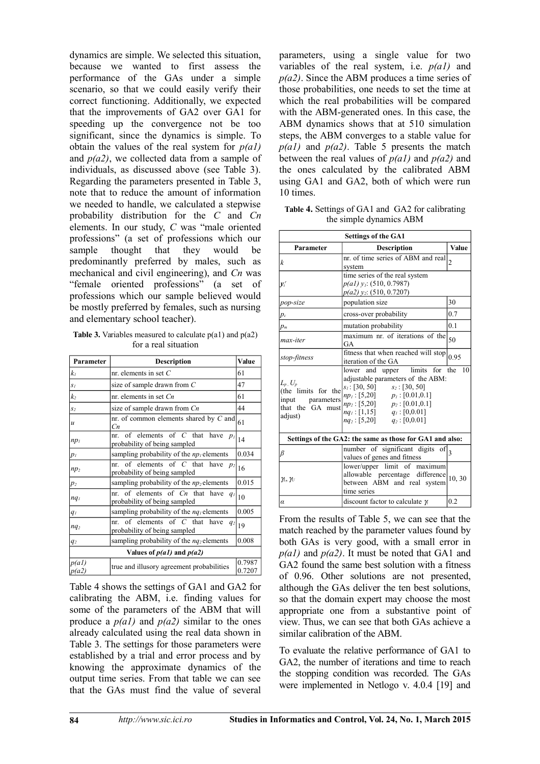dynamics are simple. We selected this situation, because we wanted to first assess the performance of the GAs under a simple scenario, so that we could easily verify their correct functioning. Additionally, we expected that the improvements of GA2 over GA1 for speeding up the convergence not be too significant, since the dynamics is simple. To obtain the values of the real system for *p(a1)* and *p(a2)*, we collected data from a sample of individuals, as discussed above (see Table 3). Regarding the parameters presented in Table 3, note that to reduce the amount of information we needed to handle, we calculated a stepwise probability distribution for the *C* and *Cn* elements. In our study, *C* was "male oriented professions" (a set of professions which our sample thought that they would be predominantly preferred by males, such as mechanical and civil engineering), and *Cn* was "female oriented professions" (a set of professions which our sample believed would be mostly preferred by females, such as nursing and elementary school teacher).

**Table 3.** Variables measured to calculate p(a1) and p(a2) for a real situation

| Parameter | Description | Value |
|---|---|---|
| $k_1$ | nr. elements in set $C$ | 61 |
| $s_1$ | size of sample drawn from $C$ | 47 |
| $k_2$ | nr. elements in set $Cn$ | 61 |
| $s_2$ | size of sample drawn from $Cn$ | 44 |
| $u$ | nr. of common elements shared by $C$ and $Cn$ | 61 |
| $np_1$ | nr. of elements of $C$ that have $p_1$ probability of being sampled | 14 |
| $p_1$ | sampling probability of the $np_1$ elements | 0.034 |
| $np_2$ | nr. of elements of $C$ that have $p_2$ probability of being sampled | 16 |
| $p_2$ | sampling probability of the $np_2$ elements | 0.015 |
| $nq_1$ | nr. of elements of $Cn$ that have $q_1$ probability of being sampled | 10 |
| $q_1$ | sampling probability of the $nq_1$ elements | 0.005 |
| $nq_2$ | nr. of elements of $C$ that have $q_2$ probability of being sampled | 19 |
| $q_2$ | sampling probability of the $nq_2$ elements | 0.008 |
| **Values of *p(a1)* and *p(a2)*** | | |
| *p(a1)* *p(a2)* | true and illusory agreement probabilities | 0.7987 0.7207 |

Table 4 shows the settings of GA1 and GA2 for calibrating the ABM, i.e. finding values for some of the parameters of the ABM that will produce a *p(a1)* and *p(a2)* similar to the ones already calculated using the real data shown in Table 3. The settings for those parameters were established by a trial and error process and by knowing the approximate dynamics of the output time series. From that table we can see that the GAs must find the value of several parameters, using a single value for two variables of the real system, i.e. *p(a1)* and *p(a2)*. Since the ABM produces a time series of those probabilities, one needs to set the time at which the real probabilities will be compared with the ABM-generated ones. In this case, the ABM dynamics shows that at 510 simulation steps, the ABM converges to a stable value for *p(a1)* and *p(a2)*. Table 5 presents the match between the real values of *p(a1)* and *p(a2)* and the ones calculated by the calibrated ABM using GA1 and GA2, both of which were run 10 times.

**Table 4.** Settings of GA1 and GA2 for calibrating the simple dynamics ABM

| Parameter | Description | Value |
|---|---|---|
| **Settings of the GA1** | | |
| $k$ | nr. of time series of ABM and real system | 2 |
| $y_t^r$ | time series of the real system *p(a1)* $y_1$: (510, 0.7987) *p(a2)* $y_2$: (510, 0.7207) | |
| *pop-size* | population size | 30 |
| $p_c$ | cross-over probability | 0.7 |
| $p_m$ | mutation probability | 0.1 |
| *max-iter* | maximum nr. of iterations of the GA | 50 |
| *stop-fitness* | fitness that when reached will stop iteration of the GA | 0.95 |
| $L_p$, $U_p$ (the limits for the input parameters that the GA must adjust) | lower and upper limits for the 10 adjustable parameters of the ABM: $s_1$ : [30, 50] $s_2$ : [30, 50] $np_1$ : [5,20] $p_1$ : [0.01,0.1] $np_2$ : [5,20] $p_2$ : [0.01,0.1] $nq_1$ : [1,15] $q_1$ : [0,0.01] $nq_2$ : [5,20] $q_2$ : [0,0.01] | |
| **Settings of the GA2: the same as those for GA1 and also:** | | |
| $\beta$ | number of significant digits of values of genes and fitness | 3 |
| $\gamma_L$, $\gamma_U$ | lower/upper limit of maximum allowable percentage difference between ABM and real system time series | 10, 30 |
| $\alpha$ | discount factor to calculate $\gamma_i$ | 0.2 |

From the results of Table 5, we can see that the match reached by the parameter values found by both GAs is very good, with a small error in *p(a1)* and *p(a2)*. It must be noted that GA1 and GA2 found the same best solution with a fitness of 0.96. Other solutions are not presented, although the GAs deliver the ten best solutions, so that the domain expert may choose the most appropriate one from a substantive point of view. Thus, we can see that both GAs achieve a similar calibration of the ABM.

To evaluate the relative performance of GA1 to GA2, the number of iterations and time to reach the stopping condition was recorded. The GAs were implemented in Netlogo v. 4.0.4 [19] and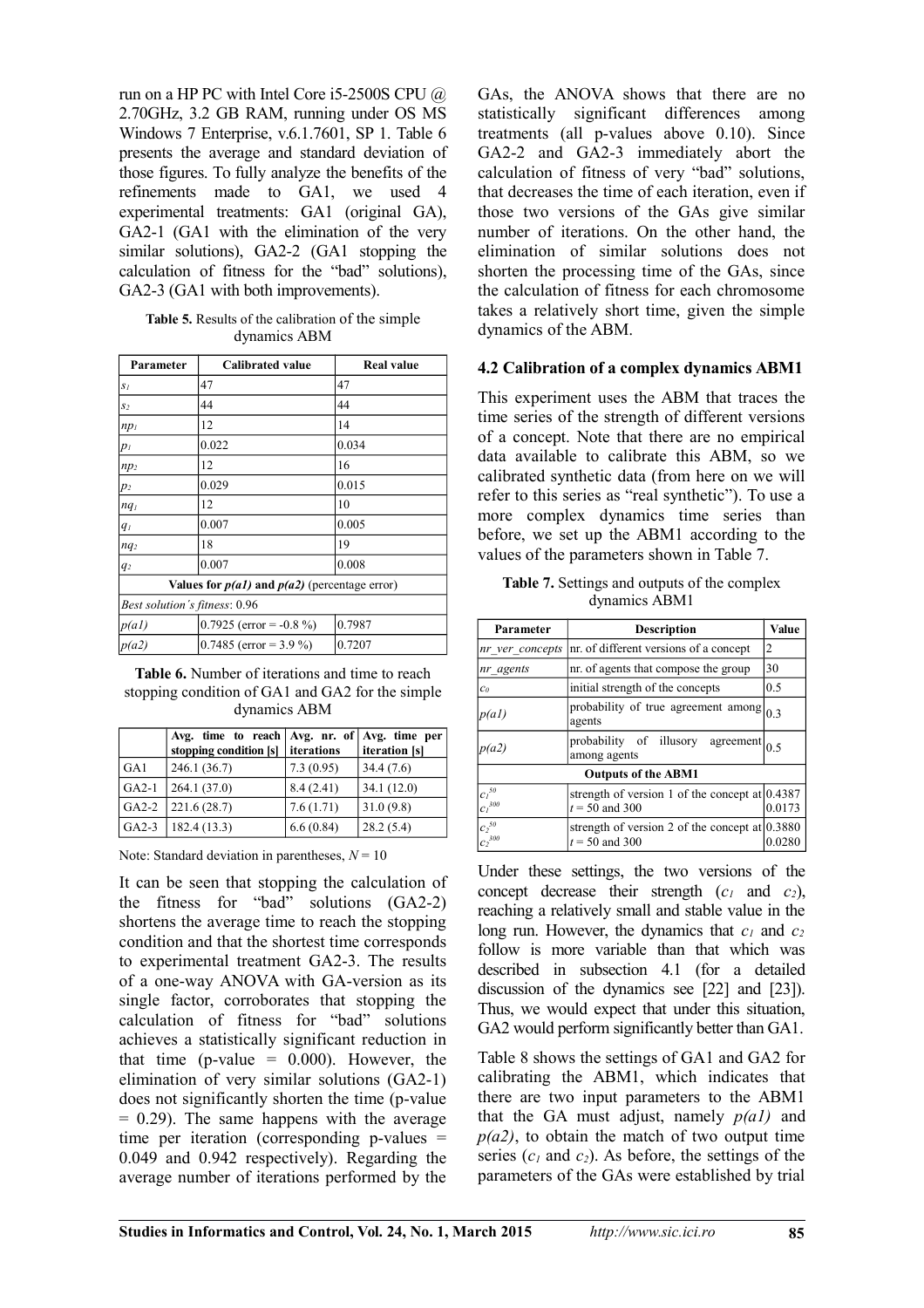run on a HP PC with Intel Core i5-2500S CPU @ 2.70GHz, 3.2 GB RAM, running under OS MS Windows 7 Enterprise, v.6.1.7601, SP 1. Table 6 presents the average and standard deviation of those figures. To fully analyze the benefits of the refinements made to GA1, we used 4 experimental treatments: GA1 (original GA), GA2-1 (GA1 with the elimination of the very similar solutions), GA2-2 (GA1 stopping the calculation of fitness for the "bad" solutions), GA2-3 (GA1 with both improvements).

**Table 5.** Results of the calibration of the simple dynamics ABM

| Parameter | Calibrated value | Real value |
|---|---|---|
| $s_1$ | 47 | 47 |
| $s_2$ | 44 | 44 |
| $np_1$ | 12 | 14 |
| $p_1$ | 0.022 | 0.034 |
| $np_2$ | 12 | 16 |
| $p_2$ | 0.029 | 0.015 |
| $nq_1$ | 12 | 10 |
| $q_1$ | 0.007 | 0.005 |
| $nq_2$ | 18 | 19 |
| $q_2$ | 0.007 | 0.008 |
| **Values for *p(a1)* and *p(a2)* (percentage error)** | | |
| *Best solution´s fitness*: 0.96 | | |
| *p(a1)* | 0.7925 (error = -0.8 %) | 0.7987 |
| *p(a2)* | 0.7485 (error = 3.9 %) | 0.7207 |

**Table 6.** Number of iterations and time to reach stopping condition of GA1 and GA2 for the simple dynamics ABM

| | Avg. time to reach stopping condition [s] | Avg. nr. of iterations | Avg. time per iteration [s] |
|---|---|---|---|
| GA1 | 246.1 (36.7) | 7.3 (0.95) | 34.4 (7.6) |
| GA2-1 | 264.1 (37.0) | 8.4 (2.41) | 34.1 (12.0) |
| GA2-2 | 221.6 (28.7) | 7.6 (1.71) | 31.0 (9.8) |
| GA2-3 | 182.4 (13.3) | 6.6 (0.84) | 28.2 (5.4) |

Note: Standard deviation in parentheses, $N = 10$

It can be seen that stopping the calculation of the fitness for "bad" solutions (GA2-2) shortens the average time to reach the stopping condition and that the shortest time corresponds to experimental treatment GA2-3. The results of a one-way ANOVA with GA-version as its single factor, corroborates that stopping the calculation of fitness for "bad" solutions achieves a statistically significant reduction in that time (p-value = 0.000). However, the elimination of very similar solutions (GA2-1) does not significantly shorten the time (p-value = 0.29). The same happens with the average time per iteration (corresponding p-values = 0.049 and 0.942 respectively). Regarding the average number of iterations performed by the GAs, the ANOVA shows that there are no statistically significant differences among treatments (all p-values above 0.10). Since GA2-2 and GA2-3 immediately abort the calculation of fitness of very "bad" solutions, that decreases the time of each iteration, even if those two versions of the GAs give similar number of iterations. On the other hand, the elimination of similar solutions does not shorten the processing time of the GAs, since the calculation of fitness for each chromosome takes a relatively short time, given the simple dynamics of the ABM.

### 4.2 Calibration of a complex dynamics ABM1

This experiment uses the ABM that traces the time series of the strength of different versions of a concept. Note that there are no empirical data available to calibrate this ABM, so we calibrated synthetic data (from here on we will refer to this series as "real synthetic"). To use a more complex dynamics time series than before, we set up the ABM1 according to the values of the parameters shown in Table 7.

**Table 7.** Settings and outputs of the complex dynamics ABM1

| Parameter | Description | Value |
|---|---|---|
| *nr_ver_concepts* | nr. of different versions of a concept | 2 |
| *nr_agents* | nr. of agents that compose the group | 30 |
| $c_0$ | initial strength of the concepts | 0.5 |
| *p(a1)* | probability of true agreement among agents | 0.3 |
| *p(a2)* | probability of illusory agreement among agents | 0.5 |
| **Outputs of the ABM1** | | |
| $c_1^{50}$<br>$c_1^{300}$ | strength of version 1 of the concept at $t = 50$ and 300 | 0.4387<br>0.0173 |
| $c_2^{50}$<br>$c_2^{300}$ | strength of version 2 of the concept at $t = 50$ and 300 | 0.3880<br>0.0280 |

Under these settings, the two versions of the concept decrease their strength ($c_1$ and $c_2$), reaching a relatively small and stable value in the long run. However, the dynamics that $c_1$ and $c_2$ follow is more variable than that which was described in subsection 4.1 (for a detailed discussion of the dynamics see [22] and [23]). Thus, we would expect that under this situation, GA2 would perform significantly better than GA1.

Table 8 shows the settings of GA1 and GA2 for calibrating the ABM1, which indicates that there are two input parameters to the ABM1 that the GA must adjust, namely *p(a1)* and *p(a2)*, to obtain the match of two output time series ($c_1$ and $c_2$). As before, the settings of the parameters of the GAs were established by trial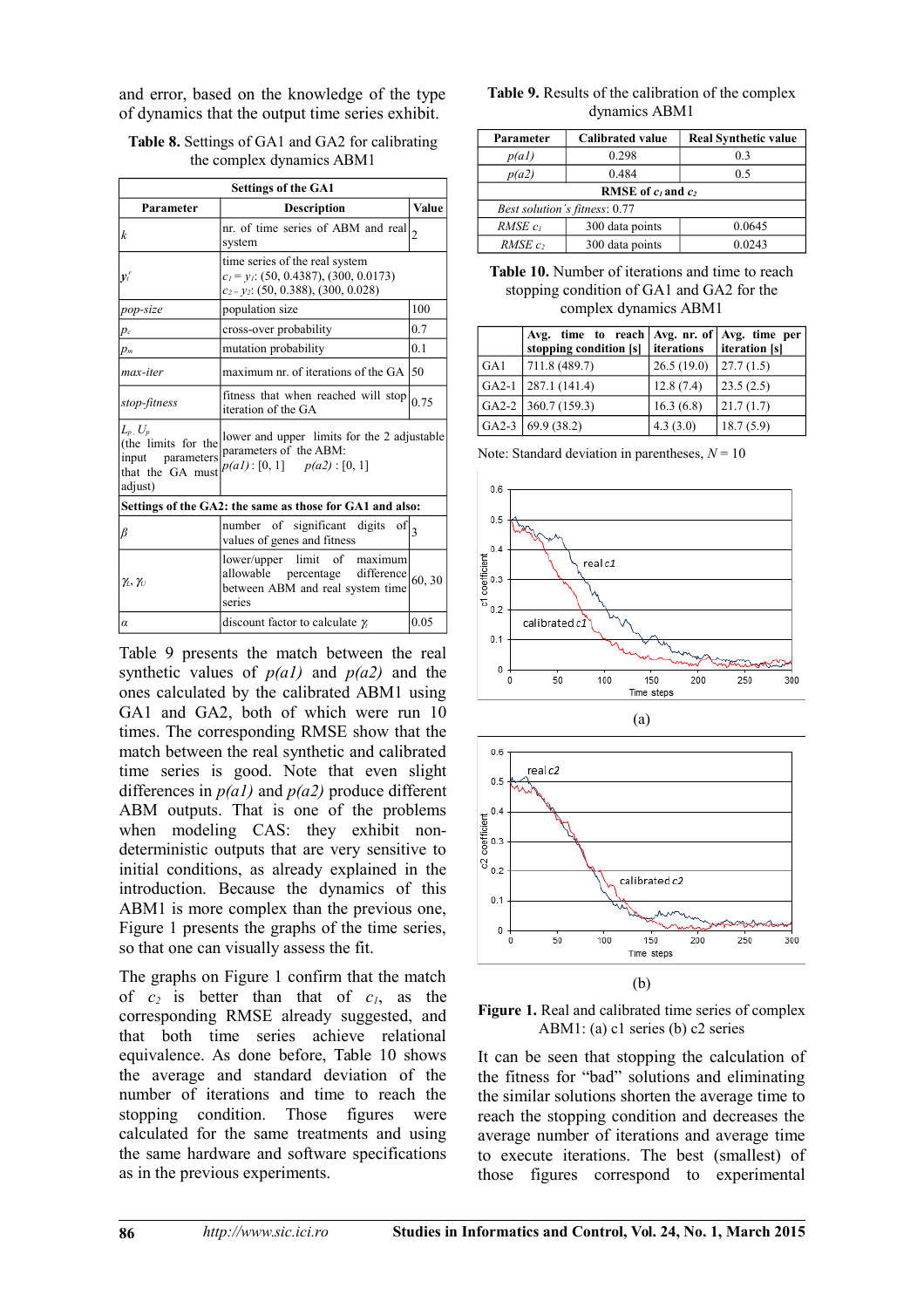and error, based on the knowledge of the type of dynamics that the output time series exhibit.

**Table 8.** Settings of GA1 and GA2 for calibrating the complex dynamics ABM1

| Settings of the GA1 | | |
|---|---|---|
| **Parameter** | **Description** | **Value** |
| $k$ | nr. of time series of ABM and real system | 2 |
| $y_i^r$ | time series of the real system $c_1 = y_1$: (50, 0.4387), (300, 0.0173) $c_2 = y_2$: (50, 0.388), (300, 0.028) | |
| *pop-size* | population size | 100 |
| $p_c$ | cross-over probability | 0.7 |
| $p_m$ | mutation probability | 0.1 |
| *max-iter* | maximum nr. of iterations of the GA | 50 |
| *stop-fitness* | fitness that when reached will stop iteration of the GA | 0.75 |
| $L_p$, $U_p$ (the limits for the input parameters that the GA must adjust) | lower and upper limits for the 2 adjustable parameters of the ABM: *p(a1)* : [0, 1] *p(a2)* : [0, 1] | |
| **Settings of the GA2: the same as those for GA1 and also:** | | |
| $\beta$ | number of significant digits of values of genes and fitness | 3 |
| $\gamma_L$, $\gamma_U$ | lower/upper limit of maximum allowable percentage difference between ABM and real system time series | 60, 30 |
| $\alpha$ | discount factor to calculate $\gamma$ | 0.05 |

Table 9 presents the match between the real synthetic values of *p(a1)* and *p(a2)* and the ones calculated by the calibrated ABM1 using GA1 and GA2, both of which were run 10 times. The corresponding RMSE show that the match between the real synthetic and calibrated time series is good. Note that even slight differences in *p(a1)* and *p(a2)* produce different ABM outputs. That is one of the problems when modeling CAS: they exhibit non-deterministic outputs that are very sensitive to initial conditions, as already explained in the introduction. Because the dynamics of this ABM1 is more complex than the previous one, Figure 1 presents the graphs of the time series, so that one can visually assess the fit.

The graphs on Figure 1 confirm that the match of $c_2$ is better than that of $c_1$, as the corresponding RMSE already suggested, and that both time series achieve relational equivalence. As done before, Table 10 shows the average and standard deviation of the number of iterations and time to reach the stopping condition. Those figures were calculated for the same treatments and using the same hardware and software specifications as in the previous experiments.

**Table 9.** Results of the calibration of the complex dynamics ABM1

| Parameter | Calibrated value | Real Synthetic value |
|---|---|---|
| *p(a1)* | 0.298 | 0.3 |
| *p(a2)* | 0.484 | 0.5 |
| **RMSE of $c_1$ and $c_2$** | | |
| *Best solution's fitness*: 0.77 | | |
| *RMSE $c_1$* | 300 data points | 0.0645 |
| *RMSE $c_2$* | 300 data points | 0.0243 |

**Table 10.** Number of iterations and time to reach stopping condition of GA1 and GA2 for the complex dynamics ABM1

| | Avg. time to reach stopping condition [s] | Avg. nr. of iterations | Avg. time per iteration [s] |
|---|---|---|---|
| GA1 | 711.8 (489.7) | 26.5 (19.0) | 27.7 (1.5) |
| GA2-1 | 287.1 (141.4) | 12.8 (7.4) | 23.5 (2.5) |
| GA2-2 | 360.7 (159.3) | 16.3 (6.8) | 21.7 (1.7) |
| GA2-3 | 69.9 (38.2) | 4.3 (3.0) | 18.7 (5.9) |

Note: Standard deviation in parentheses, $N = 10$

(a)

(b)

**Figure 1.** Real and calibrated time series of complex ABM1: (a) c1 series (b) c2 series

It can be seen that stopping the calculation of the fitness for "bad" solutions and eliminating the similar solutions shorten the average time to reach the stopping condition and decreases the average number of iterations and average time to execute iterations. The best (smallest) of those figures correspond to experimental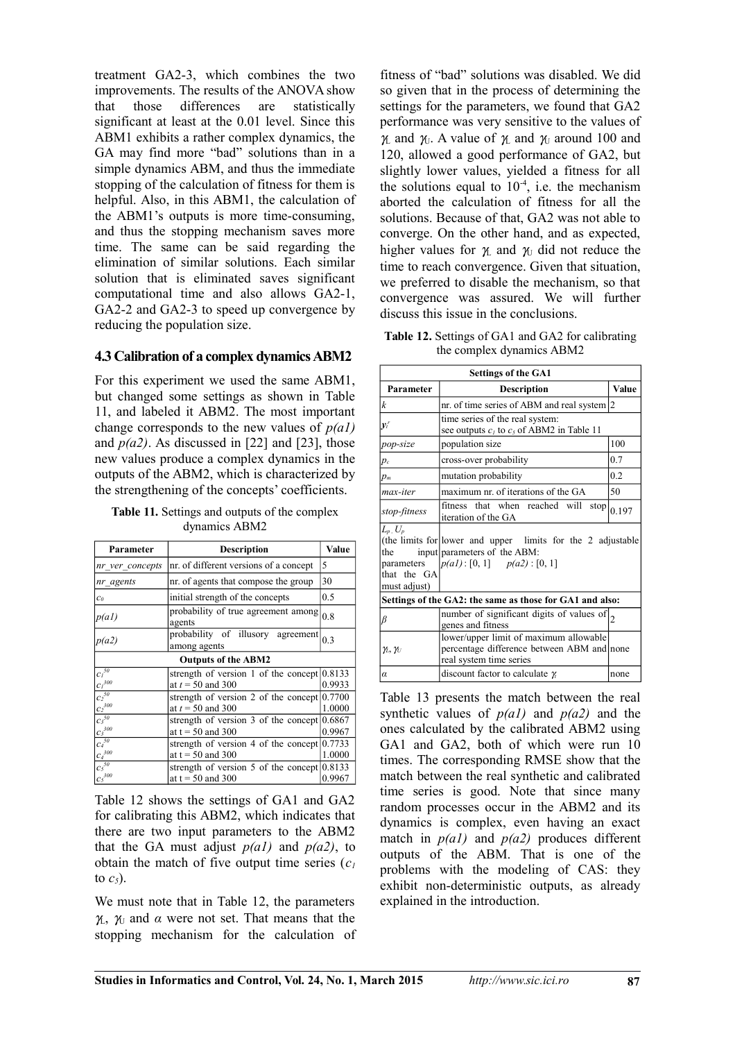treatment GA2-3, which combines the two improvements. The results of the ANOVA show that those differences are statistically significant at least at the 0.01 level. Since this ABM1 exhibits a rather complex dynamics, the GA may find more "bad" solutions than in a simple dynamics ABM, and thus the immediate stopping of the calculation of fitness for them is helpful. Also, in this ABM1, the calculation of the ABM1's outputs is more time-consuming, and thus the stopping mechanism saves more time. The same can be said regarding the elimination of similar solutions. Each similar solution that is eliminated saves significant computational time and also allows GA2-1, GA2-2 and GA2-3 to speed up convergence by reducing the population size.

### 4.3 Calibration of a complex dynamics ABM2

For this experiment we used the same ABM1, but changed some settings as shown in Table 11, and labeled it ABM2. The most important change corresponds to the new values of *p(a1)* and *p(a2)*. As discussed in [22] and [23], those new values produce a complex dynamics in the outputs of the ABM2, which is characterized by the strengthening of the concepts' coefficients.

**Table 11.** Settings and outputs of the complex dynamics ABM2

| Parameter | Description | Value |
|---|---|---|
| *nr_ver_concepts* | nr. of different versions of a concept | 5 |
| *nr_agents* | nr. of agents that compose the group | 30 |
| $c_0$ | initial strength of the concepts | 0.5 |
| *p(a1)* | probability of true agreement among agents | 0.8 |
| *p(a2)* | probability of illusory agreement among agents | 0.3 |
| **Outputs of the ABM2** | | |
| $c_1^{50}$<br>$c_1^{300}$ | strength of version 1 of the concept at $t = 50$ and 300 | 0.8133<br>0.9933 |
| $c_2^{50}$<br>$c_2^{300}$ | strength of version 2 of the concept at $t = 50$ and 300 | 0.7700<br>1.0000 |
| $c_3^{50}$<br>$c_3^{300}$ | strength of version 3 of the concept at t = 50 and 300 | 0.6867<br>0.9967 |
| $c_4^{50}$<br>$c_4^{300}$ | strength of version 4 of the concept at t = 50 and 300 | 0.7733<br>1.0000 |
| $c_5^{50}$<br>$c_5^{300}$ | strength of version 5 of the concept at t = 50 and 300 | 0.8133<br>0.9967 |

Table 12 shows the settings of GA1 and GA2 for calibrating this ABM2, which indicates that there are two input parameters to the ABM2 that the GA must adjust *p(a1)* and *p(a2)*, to obtain the match of five output time series ($c_1$ to $c_5$).

We must note that in Table 12, the parameters $\gamma_L$, $\gamma_U$ and $\alpha$ were not set. That means that the stopping mechanism for the calculation of fitness of "bad" solutions was disabled. We did so given that in the process of determining the settings for the parameters, we found that GA2 performance was very sensitive to the values of $\gamma_L$ and $\gamma_U$. A value of $\gamma_L$ and $\gamma_U$ around 100 and 120, allowed a good performance of GA2, but slightly lower values, yielded a fitness for all the solutions equal to $10^{-4}$, i.e. the mechanism aborted the calculation of fitness for all the solutions. Because of that, GA2 was not able to converge. On the other hand, and as expected, higher values for $\gamma_L$ and $\gamma_U$ did not reduce the time to reach convergence. Given that situation, we preferred to disable the mechanism, so that convergence was assured. We will further discuss this issue in the conclusions.

**Table 12.** Settings of GA1 and GA2 for calibrating the complex dynamics ABM2

| Parameter | Description | Value |
|---|---|---|
| **Settings of the GA1** | | |
| $k$ | nr. of time series of ABM and real system | 2 |
| $y_i^r$ | time series of the real system: see outputs $c_1$ to $c_5$ of ABM2 in Table 11 | |
| *pop-size* | population size | 100 |
| $p_c$ | cross-over probability | 0.7 |
| $p_m$ | mutation probability | 0.2 |
| *max-iter* | maximum nr. of iterations of the GA | 50 |
| *stop-fitness* | fitness that when reached will stop iteration of the GA | 0.197 |
| $L_p$, $U_p$ (the limits for the input parameters that the GA must adjust) | lower and upper limits for the 2 adjustable parameters of the ABM: *p(a1)* : [0, 1] *p(a2)* : [0, 1] | |
| **Settings of the GA2: the same as those for GA1 and also:** | | |
| $\beta$ | number of significant digits of values of genes and fitness | 2 |
| $\gamma_L$, $\gamma_U$ | lower/upper limit of maximum allowable percentage difference between ABM and real system time series | none |
| $\alpha$ | discount factor to calculate $\gamma$ | none |

Table 13 presents the match between the real synthetic values of *p(a1)* and *p(a2)* and the ones calculated by the calibrated ABM2 using GA1 and GA2, both of which were run 10 times. The corresponding RMSE show that the match between the real synthetic and calibrated time series is good. Note that since many random processes occur in the ABM2 and its dynamics is complex, even having an exact match in *p(a1)* and *p(a2)* produces different outputs of the ABM. That is one of the problems with the modeling of CAS: they exhibit non-deterministic outputs, as already explained in the introduction.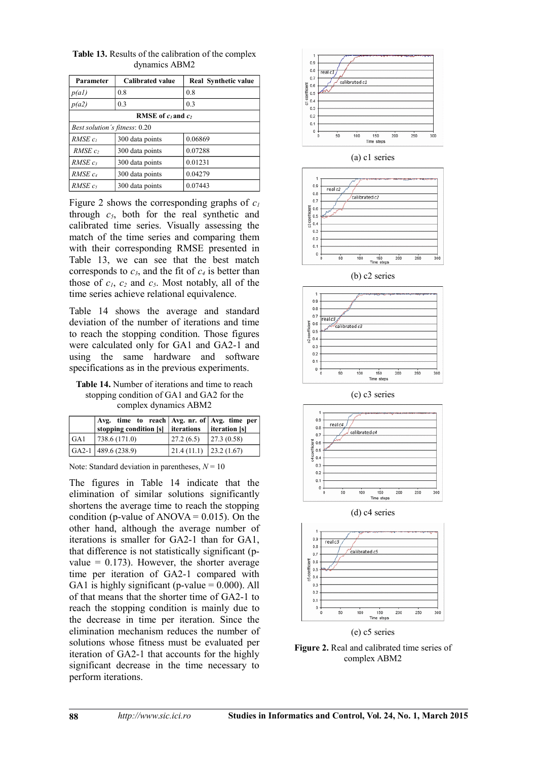**Table 13.** Results of the calibration of the complex dynamics ABM2

| Parameter | Calibrated value | Real Synthetic value |
|---|---|---|
| *p(a1)* | 0.8 | 0.8 |
| *p(a2)* | 0.3 | 0.3 |
| **RMSE of $c_1$ and $c_2$** | | |
| *Best solution's fitness*: 0.20 | | |
| *RMSE $c_1$* | 300 data points | 0.06869 |
| *RMSE $c_2$* | 300 data points | 0.07288 |
| *RMSE $c_3$* | 300 data points | 0.01231 |
| *RMSE $c_4$* | 300 data points | 0.04279 |
| *RMSE $c_5$* | 300 data points | 0.07443 |

Figure 2 shows the corresponding graphs of $c_1$ through $c_5$, both for the real synthetic and calibrated time series. Visually assessing the match of the time series and comparing them with their corresponding RMSE presented in Table 13, we can see that the best match corresponds to $c_3$, and the fit of $c_4$ is better than those of $c_1$, $c_2$ and $c_5$. Most notably, all of the time series achieve relational equivalence.

Table 14 shows the average and standard deviation of the number of iterations and time to reach the stopping condition. Those figures were calculated only for GA1 and GA2-1 and using the same hardware and software specifications as in the previous experiments.

**Table 14.** Number of iterations and time to reach stopping condition of GA1 and GA2 for the complex dynamics ABM2

| | Avg. time to reach stopping condition [s] | Avg. nr. of iterations | Avg. time per iteration [s] |
|---|---|---|---|
| GA1 | 738.6 (171.0) | 27.2 (6.5) | 27.3 (0.58) |
| GA2-1 | 489.6 (238.9) | 21.4 (11.1) | 23.2 (1.67) |

Note: Standard deviation in parentheses, $N = 10$

The figures in Table 14 indicate that the elimination of similar solutions significantly shortens the average time to reach the stopping condition (p-value of ANOVA = 0.015). On the other hand, although the average number of iterations is smaller for GA2-1 than for GA1, that difference is not statistically significant (p-value = 0.173). However, the shorter average time per iteration of GA2-1 compared with GA1 is highly significant (p-value = 0.000). All of that means that the shorter time of GA2-1 to reach the stopping condition is mainly due to the decrease in time per iteration. Since the elimination mechanism reduces the number of solutions whose fitness must be evaluated per iteration of GA2-1 that accounts for the highly significant decrease in the time necessary to perform iterations.

(a) c1 series

(b) c2 series

(c) c3 series

(d) c4 series

(e) c5 series

**Figure 2.** Real and calibrated time series of complex ABM2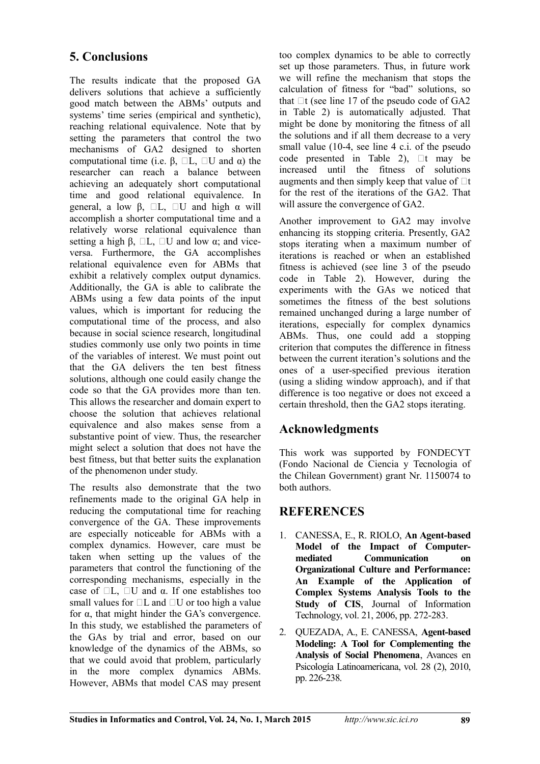## 5. Conclusions

The results indicate that the proposed GA delivers solutions that achieve a sufficiently good match between the ABMs' outputs and systems' time series (empirical and synthetic), reaching relational equivalence. Note that by setting the parameters that control the two mechanisms of GA2 designed to shorten computational time (i.e. β, □L, □U and α) the researcher can reach a balance between achieving an adequately short computational time and good relational equivalence. In general, a low β, □L, □U and high α will accomplish a shorter computational time and a relatively worse relational equivalence than setting a high β, □L, □U and low α; and vice-versa. Furthermore, the GA accomplishes relational equivalence even for ABMs that exhibit a relatively complex output dynamics. Additionally, the GA is able to calibrate the ABMs using a few data points of the input values, which is important for reducing the computational time of the process, and also because in social science research, longitudinal studies commonly use only two points in time of the variables of interest. We must point out that the GA delivers the ten best fitness solutions, although one could easily change the code so that the GA provides more than ten. This allows the researcher and domain expert to choose the solution that achieves relational equivalence and also makes sense from a substantive point of view. Thus, the researcher might select a solution that does not have the best fitness, but that better suits the explanation of the phenomenon under study.

The results also demonstrate that the two refinements made to the original GA help in reducing the computational time for reaching convergence of the GA. These improvements are especially noticeable for ABMs with a complex dynamics. However, care must be taken when setting up the values of the parameters that control the functioning of the corresponding mechanisms, especially in the case of □L, □U and α. If one establishes too small values for □L and □U or too high a value for α, that might hinder the GA's convergence. In this study, we established the parameters of the GAs by trial and error, based on our knowledge of the dynamics of the ABMs, so that we could avoid that problem, particularly in the more complex dynamics ABMs. However, ABMs that model CAS may present too complex dynamics to be able to correctly set up those parameters. Thus, in future work we will refine the mechanism that stops the calculation of fitness for "bad" solutions, so that □t (see line 17 of the pseudo code of GA2 in Table 2) is automatically adjusted. That might be done by monitoring the fitness of all the solutions and if all them decrease to a very small value (10-4, see line 4 c.i. of the pseudo code presented in Table 2), □t may be increased until the fitness of solutions augments and then simply keep that value of □t for the rest of the iterations of the GA2. That will assure the convergence of GA2.

Another improvement to GA2 may involve enhancing its stopping criteria. Presently, GA2 stops iterating when a maximum number of iterations is reached or when an established fitness is achieved (see line 3 of the pseudo code in Table 2). However, during the experiments with the GAs we noticed that sometimes the fitness of the best solutions remained unchanged during a large number of iterations, especially for complex dynamics ABMs. Thus, one could add a stopping criterion that computes the difference in fitness between the current iteration's solutions and the ones of a user-specified previous iteration (using a sliding window approach), and if that difference is too negative or does not exceed a certain threshold, then the GA2 stops iterating.

## Acknowledgments

This work was supported by FONDECYT (Fondo Nacional de Ciencia y Tecnologia of the Chilean Government) grant Nr. 1150074 to both authors.

## REFERENCES

1. CANESSA, E., R. RIOLO, **An Agent-based Model of the Impact of Computer-mediated Communication on Organizational Culture and Performance: An Example of the Application of Complex Systems Analysis Tools to the Study of CIS**, Journal of Information Technology, vol. 21, 2006, pp. 272-283.
2. QUEZADA, A., E. CANESSA, **Agent-based Modeling: A Tool for Complementing the Analysis of Social Phenomena**, Avances en Psicología Latinoamericana, vol. 28 (2), 2010, pp. 226-238.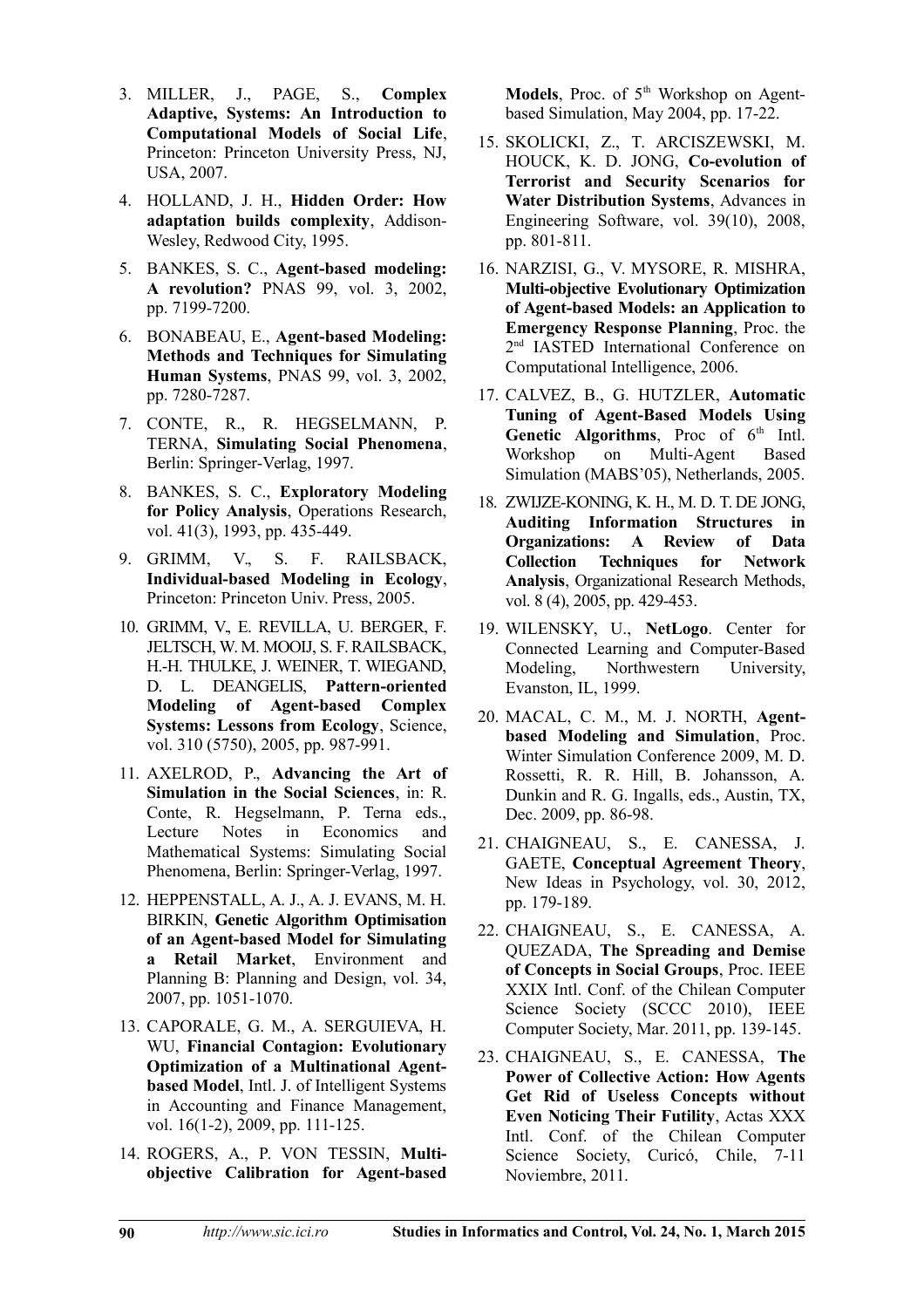3. MILLER, J., PAGE, S., **Complex Adaptive, Systems: An Introduction to Computational Models of Social Life**, Princeton: Princeton University Press, NJ, USA, 2007.

4. HOLLAND, J. H., **Hidden Order: How adaptation builds complexity**, Addison-Wesley, Redwood City, 1995.

5. BANKES, S. C., **Agent-based modeling: A revolution?** PNAS 99, vol. 3, 2002, pp. 7199-7200.

6. BONABEAU, E., **Agent-based Modeling: Methods and Techniques for Simulating Human Systems**, PNAS 99, vol. 3, 2002, pp. 7280-7287.

7. CONTE, R., R. HEGSELMANN, P. TERNA, **Simulating Social Phenomena**, Berlin: Springer-Verlag, 1997.

8. BANKES, S. C., **Exploratory Modeling for Policy Analysis**, Operations Research, vol. 41(3), 1993, pp. 435-449.

9. GRIMM, V., S. F. RAILSBACK, **Individual-based Modeling in Ecology**, Princeton: Princeton Univ. Press, 2005.

10. GRIMM, V., E. REVILLA, U. BERGER, F. JELTSCH, W. M. MOOIJ, S. F. RAILSBACK, H.-H. THULKE, J. WEINER, T. WIEGAND, D. L. DEANGELIS, **Pattern-oriented Modeling of Agent-based Complex Systems: Lessons from Ecology**, Science, vol. 310 (5750), 2005, pp. 987-991.

11. AXELROD, P., **Advancing the Art of Simulation in the Social Sciences**, in: R. Conte, R. Hegselmann, P. Terna eds., Lecture Notes in Economics and Mathematical Systems: Simulating Social Phenomena, Berlin: Springer-Verlag, 1997.

12. HEPPENSTALL, A. J., A. J. EVANS, M. H. BIRKIN, **Genetic Algorithm Optimisation of an Agent-based Model for Simulating a Retail Market**, Environment and Planning B: Planning and Design, vol. 34, 2007, pp. 1051-1070.

13. CAPORALE, G. M., A. SERGUIEVA, H. WU, **Financial Contagion: Evolutionary Optimization of a Multinational Agent-based Model**, Intl. J. of Intelligent Systems in Accounting and Finance Management, vol. 16(1-2), 2009, pp. 111-125.

14. ROGERS, A., P. VON TESSIN, **Multi-objective Calibration for Agent-based Models**, Proc. of 5th Workshop on Agent-based Simulation, May 2004, pp. 17-22.

15. SKOLICKI, Z., T. ARCISZEWSKI, M. HOUCK, K. D. JONG, **Co-evolution of Terrorist and Security Scenarios for Water Distribution Systems**, Advances in Engineering Software, vol. 39(10), 2008, pp. 801-811.

16. NARZISI, G., V. MYSORE, R. MISHRA, **Multi-objective Evolutionary Optimization of Agent-based Models: an Application to Emergency Response Planning**, Proc. the 2nd IASTED International Conference on Computational Intelligence, 2006.

17. CALVEZ, B., G. HUTZLER, **Automatic Tuning of Agent-Based Models Using Genetic Algorithms**, Proc of 6th Intl. Workshop on Multi-Agent Based Simulation (MABS'05), Netherlands, 2005.

18. ZWIJZE-KONING, K. H., M. D. T. DE JONG, **Auditing Information Structures in Organizations: A Review of Data Collection Techniques for Network Analysis**, Organizational Research Methods, vol. 8 (4), 2005, pp. 429-453.

19. WILENSKY, U., **NetLogo**. Center for Connected Learning and Computer-Based Modeling, Northwestern University, Evanston, IL, 1999.

20. MACAL, C. M., M. J. NORTH, **Agent-based Modeling and Simulation**, Proc. Winter Simulation Conference 2009, M. D. Rossetti, R. R. Hill, B. Johansson, A. Dunkin and R. G. Ingalls, eds., Austin, TX, Dec. 2009, pp. 86-98.

21. CHAIGNEAU, S., E. CANESSA, J. GAETE, **Conceptual Agreement Theory**, New Ideas in Psychology, vol. 30, 2012, pp. 179-189.

22. CHAIGNEAU, S., E. CANESSA, A. QUEZADA, **The Spreading and Demise of Concepts in Social Groups**, Proc. IEEE XXIX Intl. Conf. of the Chilean Computer Science Society (SCCC 2010), IEEE Computer Society, Mar. 2011, pp. 139-145.

23. CHAIGNEAU, S., E. CANESSA, **The Power of Collective Action: How Agents Get Rid of Useless Concepts without Even Noticing Their Futility**, Actas XXX Intl. Conf. of the Chilean Computer Science Society, Curicó, Chile, 7-11 Noviembre, 2011.